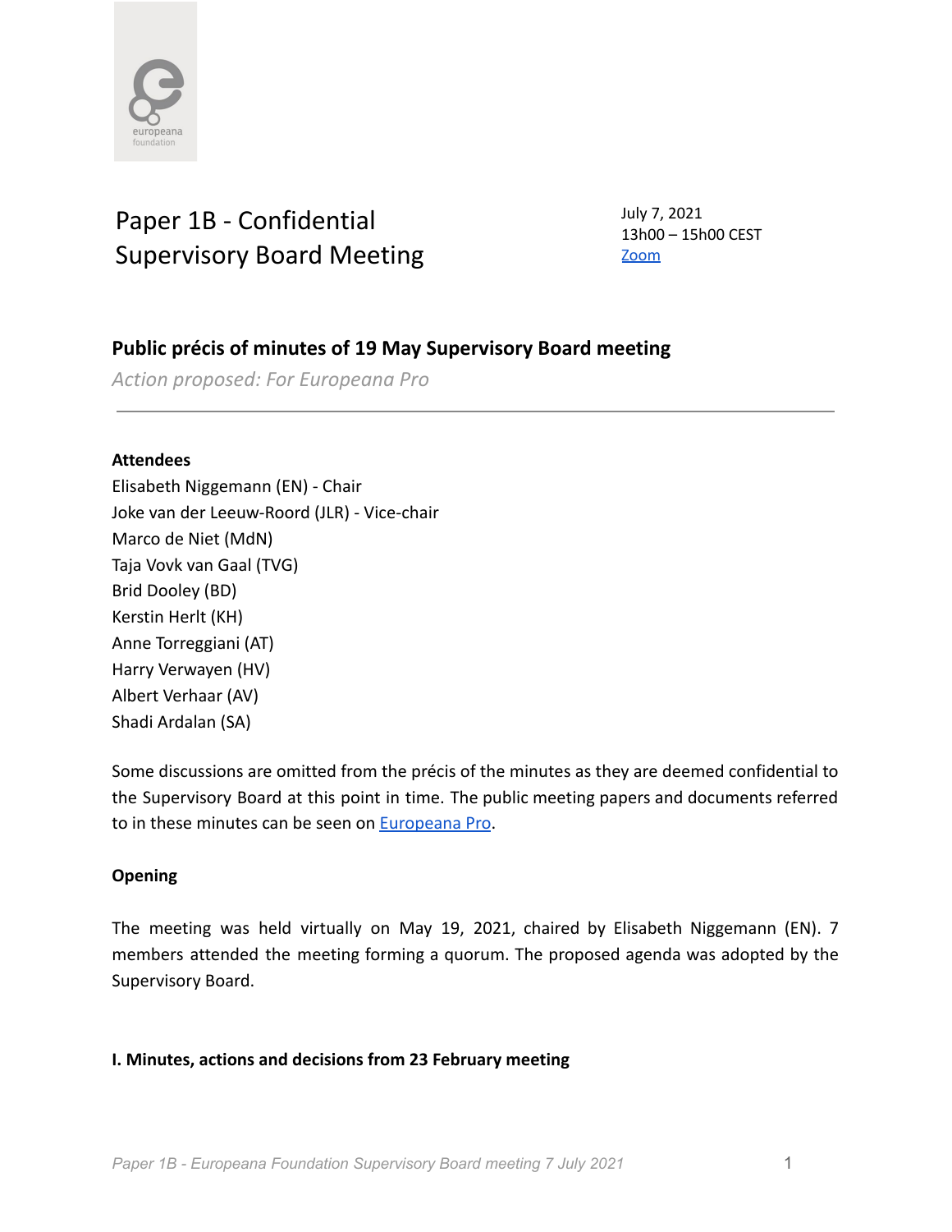# Paper 1B - Confidential Supervisory Board Meeting

July 7, 2021
13h00 – 15h00 CEST
Zoom

## Public précis of minutes of 19 May Supervisory Board meeting

*Action proposed: For Europeana Pro*

---

**Attendees**

Elisabeth Niggemann (EN) - Chair
Joke van der Leeuw-Roord (JLR) - Vice-chair
Marco de Niet (MdN)
Taja Vovk van Gaal (TVG)
Brid Dooley (BD)
Kerstin Herlt (KH)
Anne Torreggiani (AT)
Harry Verwayen (HV)
Albert Verhaar (AV)
Shadi Ardalan (SA)

Some discussions are omitted from the précis of the minutes as they are deemed confidential to the Supervisory Board at this point in time. The public meeting papers and documents referred to in these minutes can be seen on Europeana Pro.

**Opening**

The meeting was held virtually on May 19, 2021, chaired by Elisabeth Niggemann (EN). 7 members attended the meeting forming a quorum. The proposed agenda was adopted by the Supervisory Board.

**I. Minutes, actions and decisions from 23 February meeting**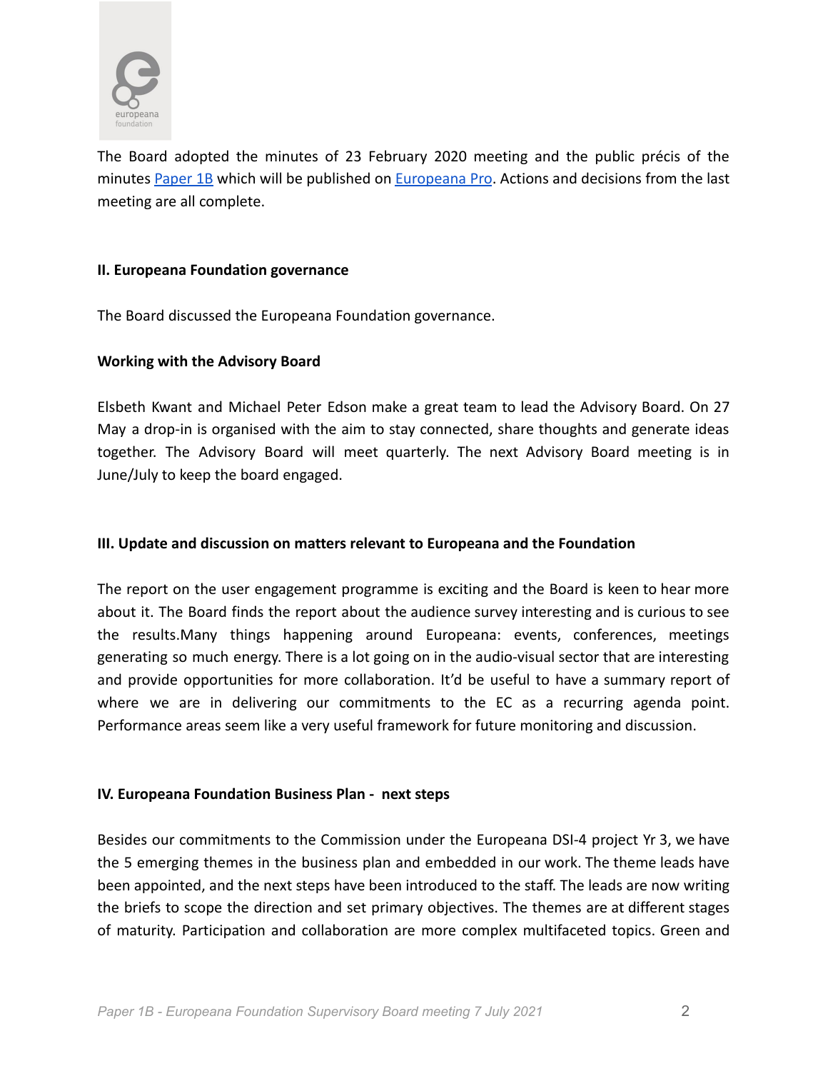The Board adopted the minutes of 23 February 2020 meeting and the public précis of the minutes [Paper 1B](#) which will be published on [Europeana Pro](#). Actions and decisions from the last meeting are all complete.

**II. Europeana Foundation governance**

The Board discussed the Europeana Foundation governance.

**Working with the Advisory Board**

Elsbeth Kwant and Michael Peter Edson make a great team to lead the Advisory Board. On 27 May a drop-in is organised with the aim to stay connected, share thoughts and generate ideas together. The Advisory Board will meet quarterly. The next Advisory Board meeting is in June/July to keep the board engaged.

**III. Update and discussion on matters relevant to Europeana and the Foundation**

The report on the user engagement programme is exciting and the Board is keen to hear more about it. The Board finds the report about the audience survey interesting and is curious to see the results.Many things happening around Europeana: events, conferences, meetings generating so much energy. There is a lot going on in the audio-visual sector that are interesting and provide opportunities for more collaboration. It'd be useful to have a summary report of where we are in delivering our commitments to the EC as a recurring agenda point. Performance areas seem like a very useful framework for future monitoring and discussion.

**IV. Europeana Foundation Business Plan - next steps**

Besides our commitments to the Commission under the Europeana DSI-4 project Yr 3, we have the 5 emerging themes in the business plan and embedded in our work. The theme leads have been appointed, and the next steps have been introduced to the staff. The leads are now writing the briefs to scope the direction and set primary objectives. The themes are at different stages of maturity. Participation and collaboration are more complex multifaceted topics. Green and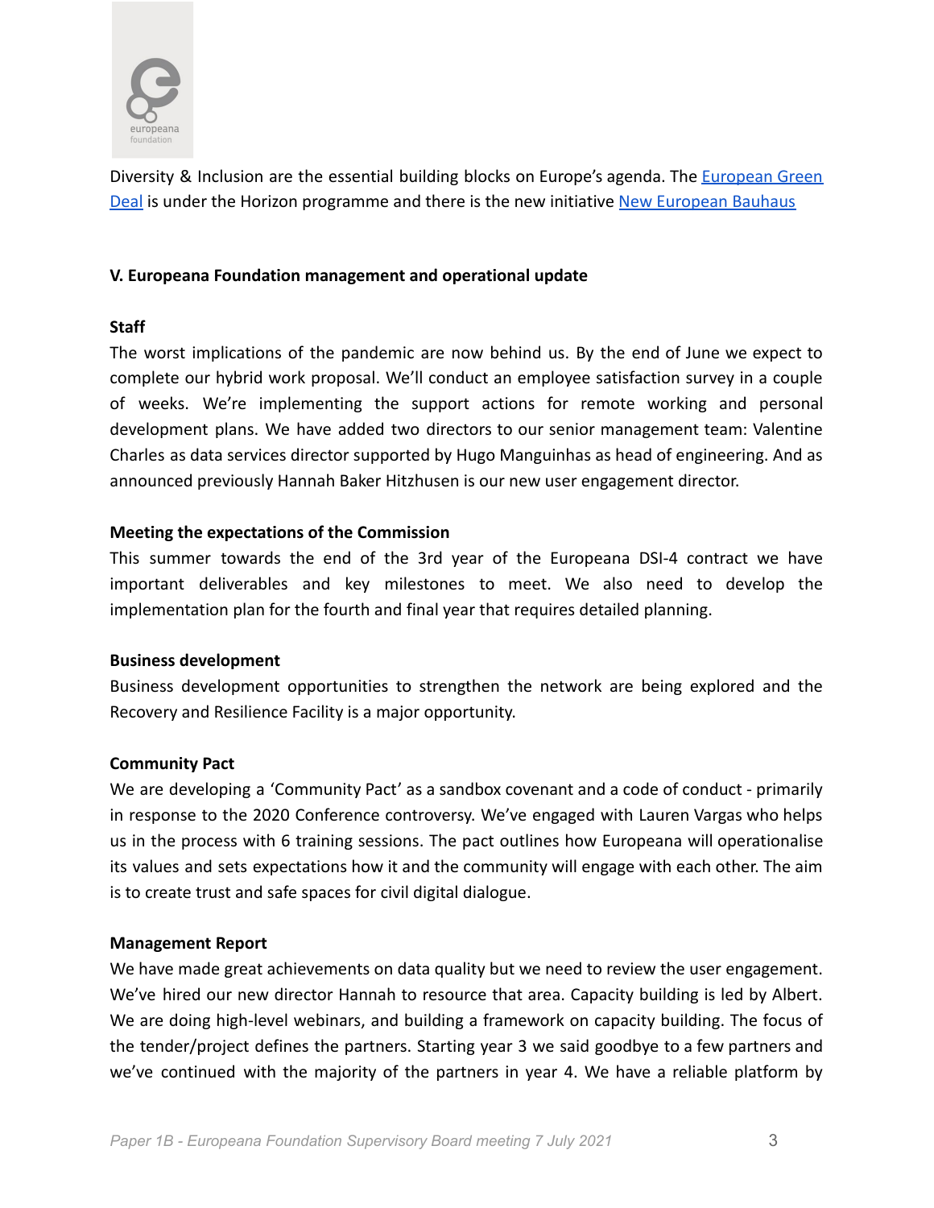Diversity & Inclusion are the essential building blocks on Europe's agenda. The [European Green Deal](#) is under the Horizon programme and there is the new initiative [New European Bauhaus](#)

**V. Europeana Foundation management and operational update**

**Staff**

The worst implications of the pandemic are now behind us. By the end of June we expect to complete our hybrid work proposal. We'll conduct an employee satisfaction survey in a couple of weeks. We're implementing the support actions for remote working and personal development plans. We have added two directors to our senior management team: Valentine Charles as data services director supported by Hugo Manguinhas as head of engineering. And as announced previously Hannah Baker Hitzhusen is our new user engagement director.

**Meeting the expectations of the Commission**

This summer towards the end of the 3rd year of the Europeana DSI-4 contract we have important deliverables and key milestones to meet. We also need to develop the implementation plan for the fourth and final year that requires detailed planning.

**Business development**

Business development opportunities to strengthen the network are being explored and the Recovery and Resilience Facility is a major opportunity.

**Community Pact**

We are developing a 'Community Pact' as a sandbox covenant and a code of conduct - primarily in response to the 2020 Conference controversy. We've engaged with Lauren Vargas who helps us in the process with 6 training sessions. The pact outlines how Europeana will operationalise its values and sets expectations how it and the community will engage with each other. The aim is to create trust and safe spaces for civil digital dialogue.

**Management Report**

We have made great achievements on data quality but we need to review the user engagement. We've hired our new director Hannah to resource that area. Capacity building is led by Albert. We are doing high-level webinars, and building a framework on capacity building. The focus of the tender/project defines the partners. Starting year 3 we said goodbye to a few partners and we've continued with the majority of the partners in year 4. We have a reliable platform by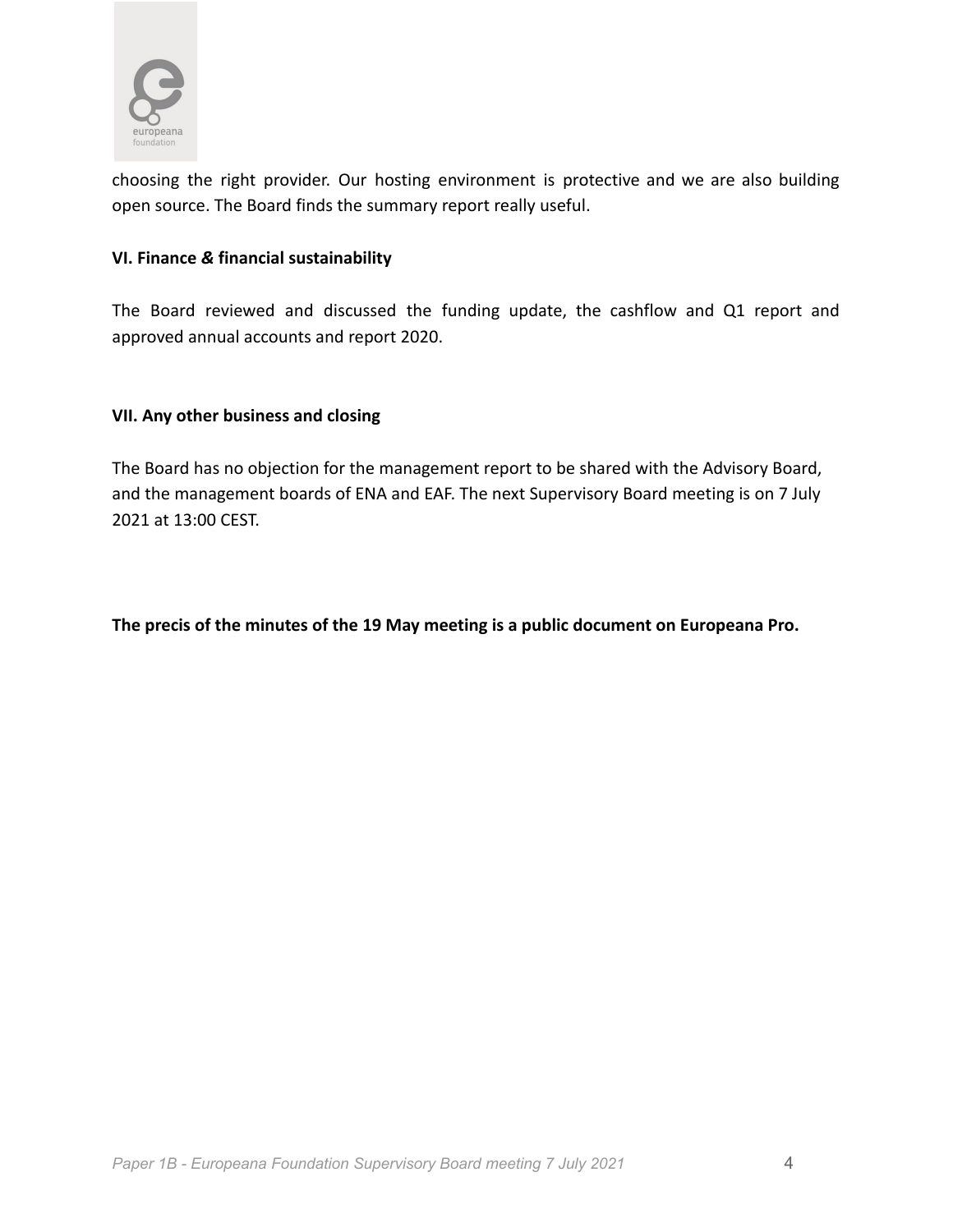choosing the right provider. Our hosting environment is protective and we are also building open source. The Board finds the summary report really useful.

**VI. Finance & financial sustainability**

The Board reviewed and discussed the funding update, the cashflow and Q1 report and approved annual accounts and report 2020.

**VII. Any other business and closing**

The Board has no objection for the management report to be shared with the Advisory Board, and the management boards of ENA and EAF. The next Supervisory Board meeting is on 7 July 2021 at 13:00 CEST.

**The precis of the minutes of the 19 May meeting is a public document on Europeana Pro.**